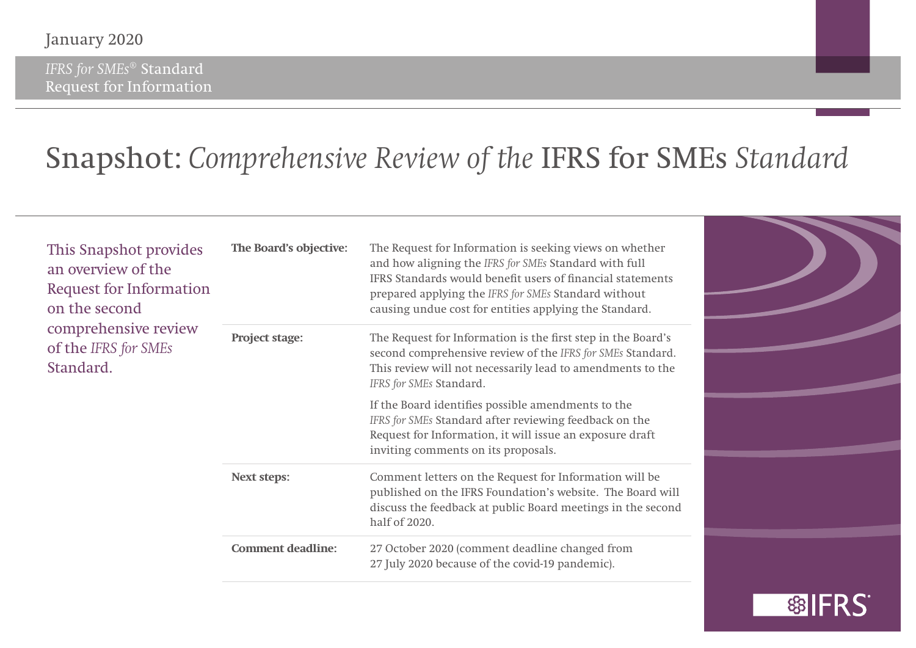January 2020

*IFRS for SMEs*® Standard
Request for Information

# Snapshot: *Comprehensive Review of the* IFRS for SMEs *Standard*

This Snapshot provides an overview of the Request for Information on the second comprehensive review of the *IFRS for SMEs* Standard.

| | |
|---|---|
| **The Board's objective:** | The Request for Information is seeking views on whether and how aligning the *IFRS for SMEs* Standard with full IFRS Standards would benefit users of financial statements prepared applying the *IFRS for SMEs* Standard without causing undue cost for entities applying the Standard. |
| **Project stage:** | The Request for Information is the first step in the Board's second comprehensive review of the *IFRS for SMEs* Standard. This review will not necessarily lead to amendments to the *IFRS for SMEs* Standard.<br><br>If the Board identifies possible amendments to the *IFRS for SMEs* Standard after reviewing feedback on the Request for Information, it will issue an exposure draft inviting comments on its proposals. |
| **Next steps:** | Comment letters on the Request for Information will be published on the IFRS Foundation's website. The Board will discuss the feedback at public Board meetings in the second half of 2020. |
| **Comment deadline:** | 27 October 2020 (comment deadline changed from 27 July 2020 because of the covid-19 pandemic). |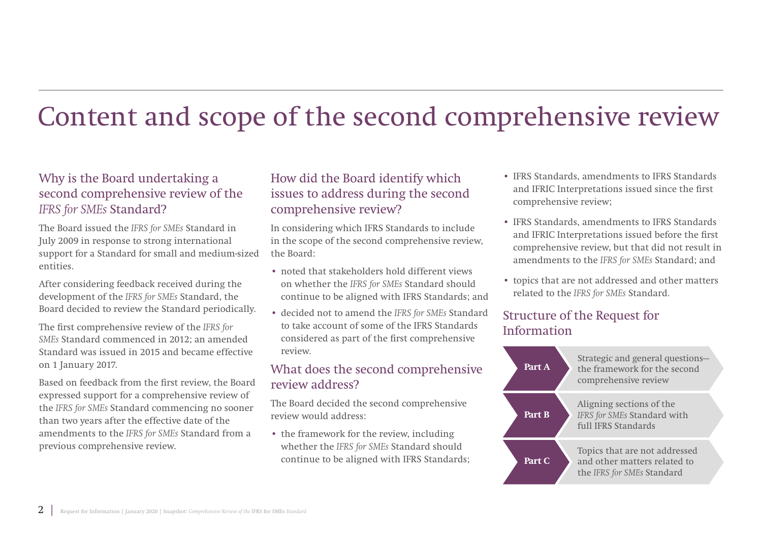# Content and scope of the second comprehensive review

## Why is the Board undertaking a second comprehensive review of the *IFRS for SMEs* Standard?

The Board issued the *IFRS for SMEs* Standard in July 2009 in response to strong international support for a Standard for small and medium-sized entities.

After considering feedback received during the development of the *IFRS for SMEs* Standard, the Board decided to review the Standard periodically.

The first comprehensive review of the *IFRS for SMEs* Standard commenced in 2012; an amended Standard was issued in 2015 and became effective on 1 January 2017.

Based on feedback from the first review, the Board expressed support for a comprehensive review of the *IFRS for SMEs* Standard commencing no sooner than two years after the effective date of the amendments to the *IFRS for SMEs* Standard from a previous comprehensive review.

## How did the Board identify which issues to address during the second comprehensive review?

In considering which IFRS Standards to include in the scope of the second comprehensive review, the Board:

- noted that stakeholders hold different views on whether the *IFRS for SMEs* Standard should continue to be aligned with IFRS Standards; and
- decided not to amend the *IFRS for SMEs* Standard to take account of some of the IFRS Standards considered as part of the first comprehensive review.

## What does the second comprehensive review address?

The Board decided the second comprehensive review would address:

- the framework for the review, including whether the *IFRS for SMEs* Standard should continue to be aligned with IFRS Standards;
- IFRS Standards, amendments to IFRS Standards and IFRIC Interpretations issued since the first comprehensive review;
- IFRS Standards, amendments to IFRS Standards and IFRIC Interpretations issued before the first comprehensive review, but that did not result in amendments to the *IFRS for SMEs* Standard; and
- topics that are not addressed and other matters related to the *IFRS for SMEs* Standard.

## Structure of the Request for Information

| | |
|---|---|
| **Part A** | Strategic and general questions—the framework for the second comprehensive review |
| **Part B** | Aligning sections of the *IFRS for SMEs* Standard with full IFRS Standards |
| **Part C** | Topics that are not addressed and other matters related to the *IFRS for SMEs* Standard |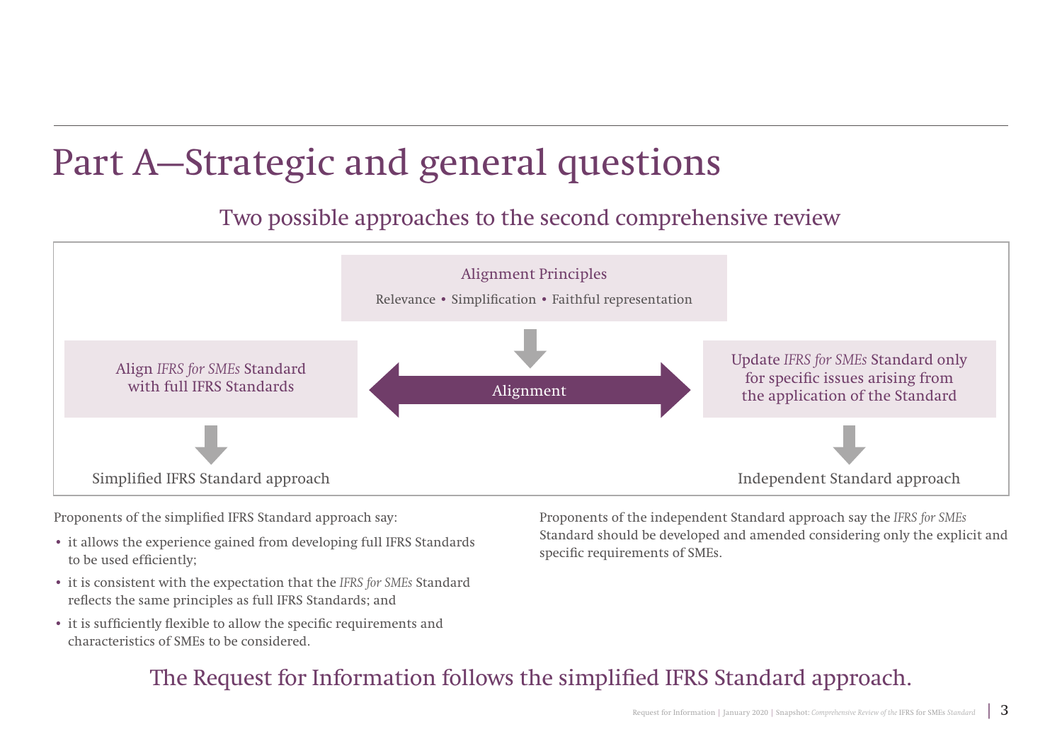# Part A—Strategic and general questions

## Two possible approaches to the second comprehensive review

Alignment Principles

Relevance • Simplification • Faithful representation

Align *IFRS for SMEs* Standard with full IFRS Standards

Alignment

Update *IFRS for SMEs* Standard only for specific issues arising from the application of the Standard

Simplified IFRS Standard approach

Independent Standard approach

Proponents of the simplified IFRS Standard approach say:

- it allows the experience gained from developing full IFRS Standards to be used efficiently;
- it is consistent with the expectation that the *IFRS for SMEs* Standard reflects the same principles as full IFRS Standards; and
- it is sufficiently flexible to allow the specific requirements and characteristics of SMEs to be considered.

Proponents of the independent Standard approach say the *IFRS for SMEs* Standard should be developed and amended considering only the explicit and specific requirements of SMEs.

## The Request for Information follows the simplified IFRS Standard approach.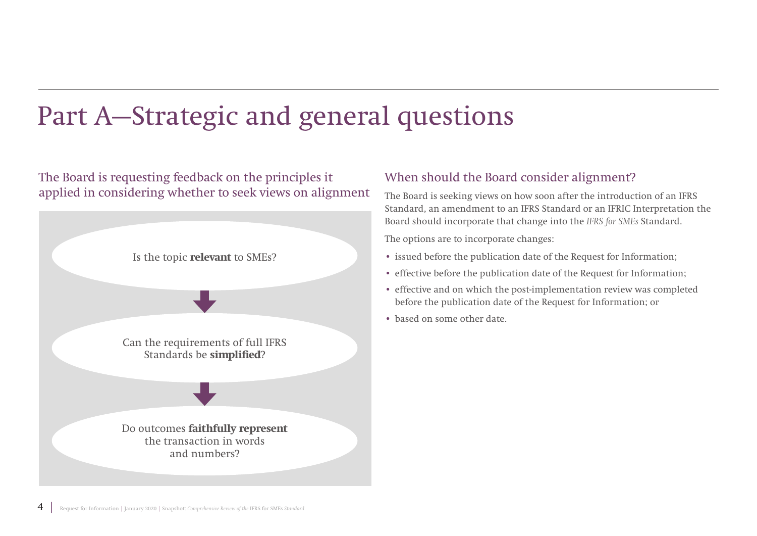# Part A—Strategic and general questions

## The Board is requesting feedback on the principles it applied in considering whether to seek views on alignment

Is the topic **relevant** to SMEs?

↓

Can the requirements of full IFRS Standards be **simplified**?

↓

Do outcomes **faithfully represent** the transaction in words and numbers?

## When should the Board consider alignment?

The Board is seeking views on how soon after the introduction of an IFRS Standard, an amendment to an IFRS Standard or an IFRIC Interpretation the Board should incorporate that change into the *IFRS for SMEs* Standard.

The options are to incorporate changes:

- issued before the publication date of the Request for Information;
- effective before the publication date of the Request for Information;
- effective and on which the post-implementation review was completed before the publication date of the Request for Information; or
- based on some other date.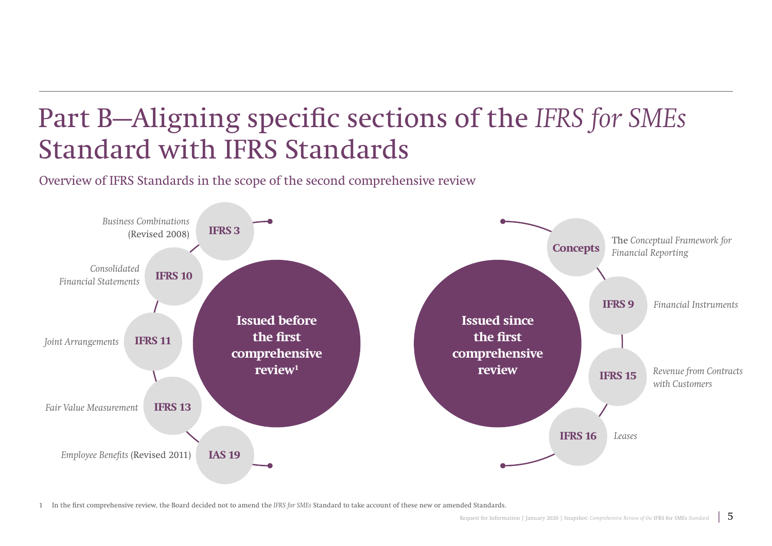# Part B—Aligning specific sections of the *IFRS for SMEs* Standard with IFRS Standards

## Overview of IFRS Standards in the scope of the second comprehensive review

**Issued before the first comprehensive review**[1]

- **IFRS 3** *Business Combinations* (Revised 2008)
- **IFRS 10** *Consolidated Financial Statements*
- **IFRS 11** *Joint Arrangements*
- **IFRS 13** *Fair Value Measurement*
- **IAS 19** *Employee Benefits* (Revised 2011)

**Issued since the first comprehensive review**

- **Concepts** The *Conceptual Framework for Financial Reporting*
- **IFRS 9** *Financial Instruments*
- **IFRS 15** *Revenue from Contracts with Customers*
- **IFRS 16** *Leases*

1 In the first comprehensive review, the Board decided not to amend the *IFRS for SMEs* Standard to take account of these new or amended Standards.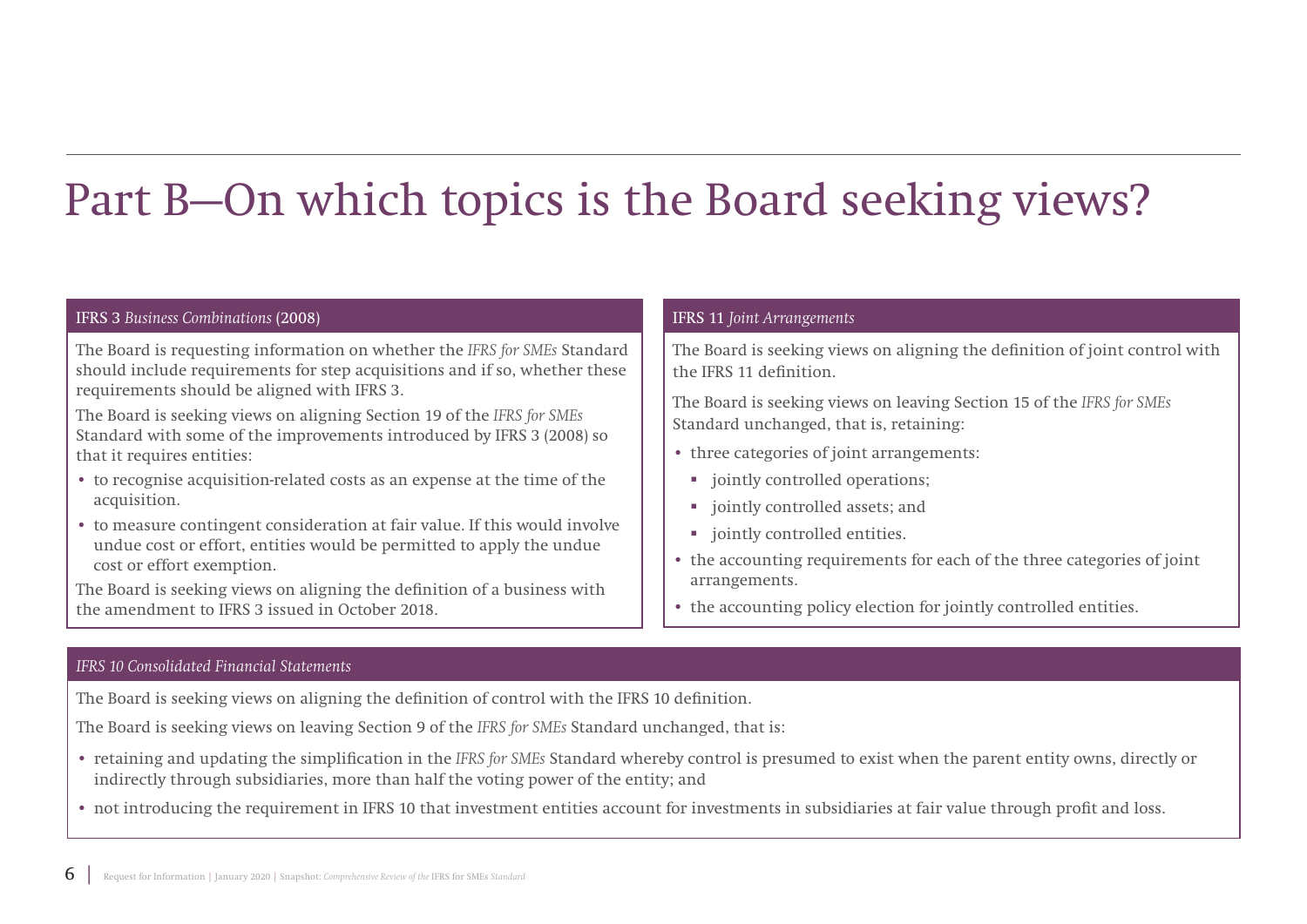# Part B—On which topics is the Board seeking views?

### IFRS 3 *Business Combinations* (2008)

The Board is requesting information on whether the *IFRS for SMEs* Standard should include requirements for step acquisitions and if so, whether these requirements should be aligned with IFRS 3.

The Board is seeking views on aligning Section 19 of the *IFRS for SMEs* Standard with some of the improvements introduced by IFRS 3 (2008) so that it requires entities:

- to recognise acquisition-related costs as an expense at the time of the acquisition.
- to measure contingent consideration at fair value. If this would involve undue cost or effort, entities would be permitted to apply the undue cost or effort exemption.

The Board is seeking views on aligning the definition of a business with the amendment to IFRS 3 issued in October 2018.

### IFRS 11 *Joint Arrangements*

The Board is seeking views on aligning the definition of joint control with the IFRS 11 definition.

The Board is seeking views on leaving Section 15 of the *IFRS for SMEs* Standard unchanged, that is, retaining:

- three categories of joint arrangements:
  - jointly controlled operations;
  - jointly controlled assets; and
  - jointly controlled entities.
- the accounting requirements for each of the three categories of joint arrangements.
- the accounting policy election for jointly controlled entities.

### *IFRS 10 Consolidated Financial Statements*

The Board is seeking views on aligning the definition of control with the IFRS 10 definition.

The Board is seeking views on leaving Section 9 of the *IFRS for SMEs* Standard unchanged, that is:

- retaining and updating the simplification in the *IFRS for SMEs* Standard whereby control is presumed to exist when the parent entity owns, directly or indirectly through subsidiaries, more than half the voting power of the entity; and
- not introducing the requirement in IFRS 10 that investment entities account for investments in subsidiaries at fair value through profit and loss.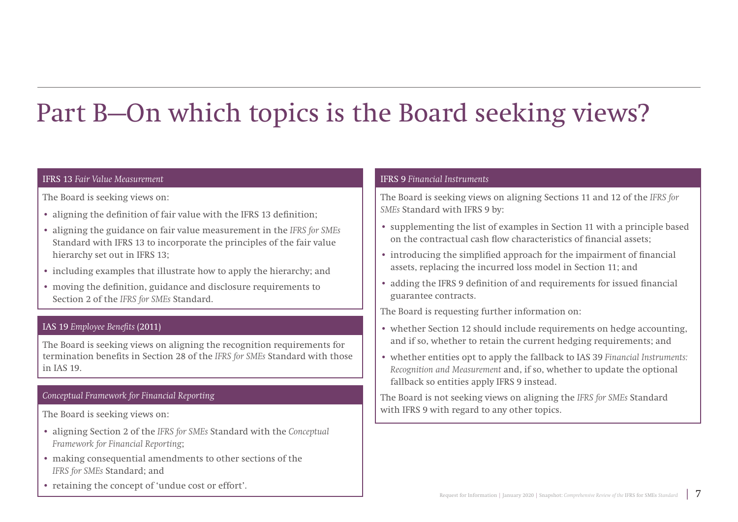# Part B—On which topics is the Board seeking views?

### IFRS 13 *Fair Value Measurement*

The Board is seeking views on:

- aligning the definition of fair value with the IFRS 13 definition;
- aligning the guidance on fair value measurement in the *IFRS for SMEs* Standard with IFRS 13 to incorporate the principles of the fair value hierarchy set out in IFRS 13;
- including examples that illustrate how to apply the hierarchy; and
- moving the definition, guidance and disclosure requirements to Section 2 of the *IFRS for SMEs* Standard.

### IAS 19 *Employee Benefits* (2011)

The Board is seeking views on aligning the recognition requirements for termination benefits in Section 28 of the *IFRS for SMEs* Standard with those in IAS 19.

### *Conceptual Framework for Financial Reporting*

The Board is seeking views on:

- aligning Section 2 of the *IFRS for SMEs* Standard with the *Conceptual Framework for Financial Reporting*;
- making consequential amendments to other sections of the *IFRS for SMEs* Standard; and
- retaining the concept of 'undue cost or effort'.

### IFRS 9 *Financial Instruments*

The Board is seeking views on aligning Sections 11 and 12 of the *IFRS for SMEs* Standard with IFRS 9 by:

- supplementing the list of examples in Section 11 with a principle based on the contractual cash flow characteristics of financial assets;
- introducing the simplified approach for the impairment of financial assets, replacing the incurred loss model in Section 11; and
- adding the IFRS 9 definition of and requirements for issued financial guarantee contracts.

The Board is requesting further information on:

- whether Section 12 should include requirements on hedge accounting, and if so, whether to retain the current hedging requirements; and
- whether entities opt to apply the fallback to IAS 39 *Financial Instruments: Recognition and Measurement* and, if so, whether to update the optional fallback so entities apply IFRS 9 instead.

The Board is not seeking views on aligning the *IFRS for SMEs* Standard with IFRS 9 with regard to any other topics.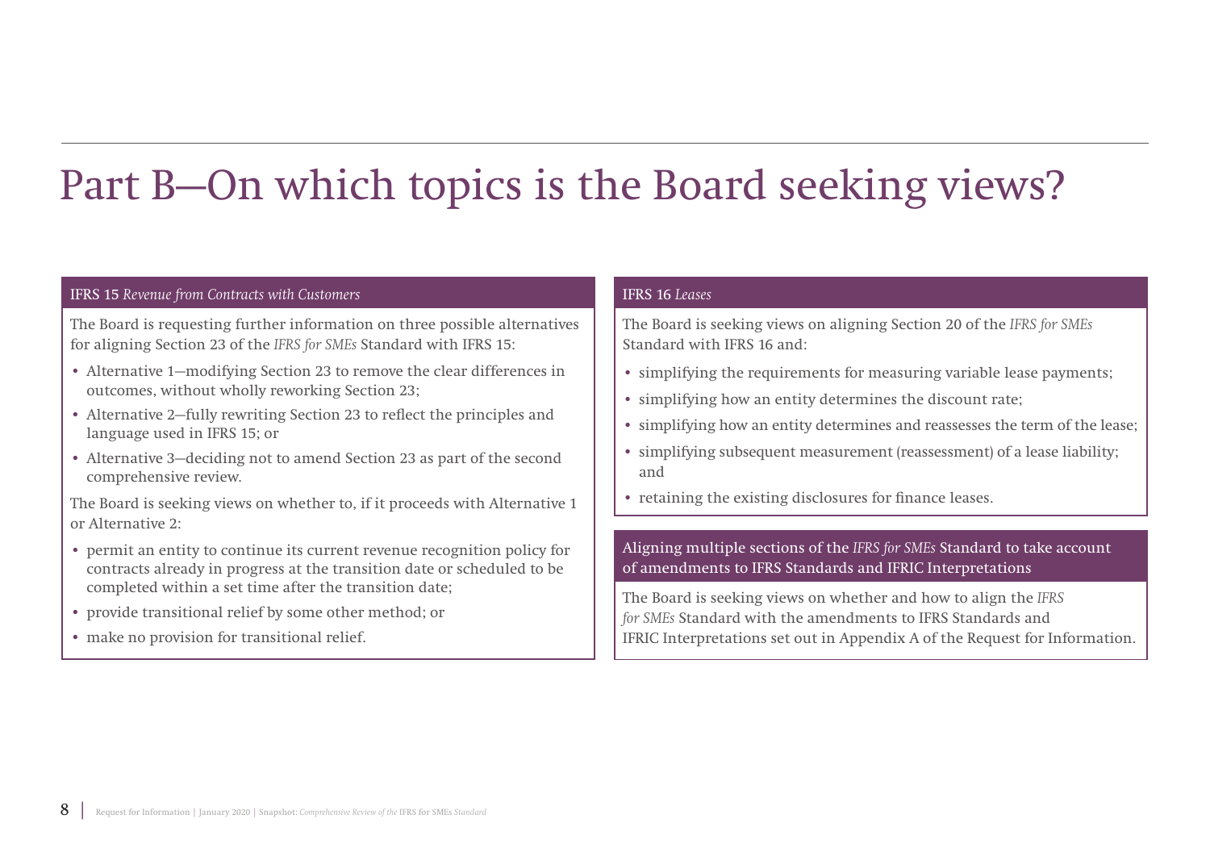# Part B—On which topics is the Board seeking views?

### IFRS 15 *Revenue from Contracts with Customers*

The Board is requesting further information on three possible alternatives for aligning Section 23 of the *IFRS for SMEs* Standard with IFRS 15:

- Alternative 1—modifying Section 23 to remove the clear differences in outcomes, without wholly reworking Section 23;
- Alternative 2—fully rewriting Section 23 to reflect the principles and language used in IFRS 15; or
- Alternative 3—deciding not to amend Section 23 as part of the second comprehensive review.

The Board is seeking views on whether to, if it proceeds with Alternative 1 or Alternative 2:

- permit an entity to continue its current revenue recognition policy for contracts already in progress at the transition date or scheduled to be completed within a set time after the transition date;
- provide transitional relief by some other method; or
- make no provision for transitional relief.

### IFRS 16 *Leases*

The Board is seeking views on aligning Section 20 of the *IFRS for SMEs* Standard with IFRS 16 and:

- simplifying the requirements for measuring variable lease payments;
- simplifying how an entity determines the discount rate;
- simplifying how an entity determines and reassesses the term of the lease;
- simplifying subsequent measurement (reassessment) of a lease liability; and
- retaining the existing disclosures for finance leases.

### Aligning multiple sections of the *IFRS for SMEs* Standard to take account of amendments to IFRS Standards and IFRIC Interpretations

The Board is seeking views on whether and how to align the *IFRS for SMEs* Standard with the amendments to IFRS Standards and IFRIC Interpretations set out in Appendix A of the Request for Information.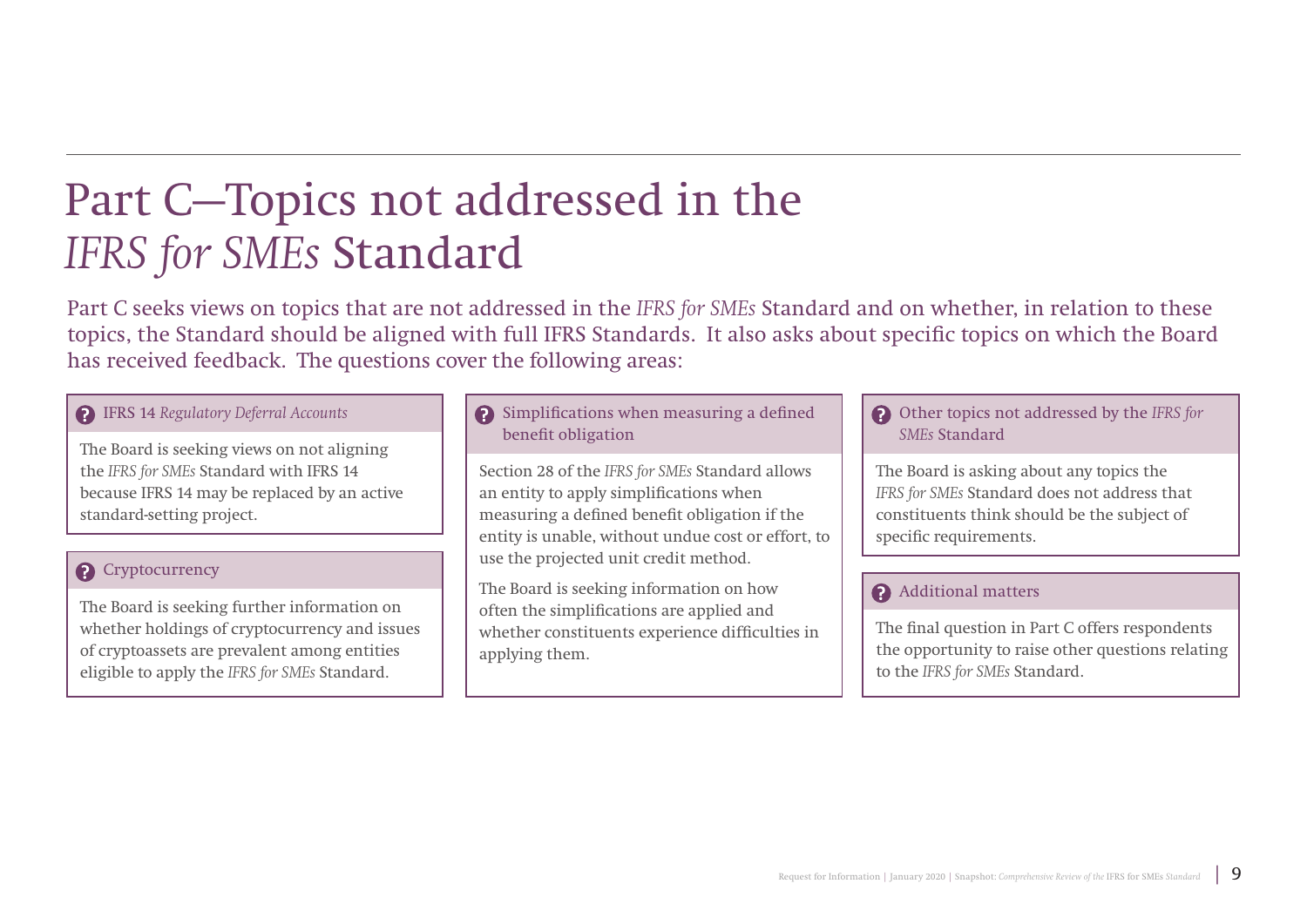# Part C—Topics not addressed in the *IFRS for SMEs* Standard

Part C seeks views on topics that are not addressed in the *IFRS for SMEs* Standard and on whether, in relation to these topics, the Standard should be aligned with full IFRS Standards. It also asks about specific topics on which the Board has received feedback. The questions cover the following areas:

### IFRS 14 *Regulatory Deferral Accounts*

The Board is seeking views on not aligning the *IFRS for SMEs* Standard with IFRS 14 because IFRS 14 may be replaced by an active standard-setting project.

### Cryptocurrency

The Board is seeking further information on whether holdings of cryptocurrency and issues of cryptoassets are prevalent among entities eligible to apply the *IFRS for SMEs* Standard.

### Simplifications when measuring a defined benefit obligation

Section 28 of the *IFRS for SMEs* Standard allows an entity to apply simplifications when measuring a defined benefit obligation if the entity is unable, without undue cost or effort, to use the projected unit credit method.

The Board is seeking information on how often the simplifications are applied and whether constituents experience difficulties in applying them.

### Other topics not addressed by the *IFRS for SMEs* Standard

The Board is asking about any topics the *IFRS for SMEs* Standard does not address that constituents think should be the subject of specific requirements.

### Additional matters

The final question in Part C offers respondents the opportunity to raise other questions relating to the *IFRS for SMEs* Standard.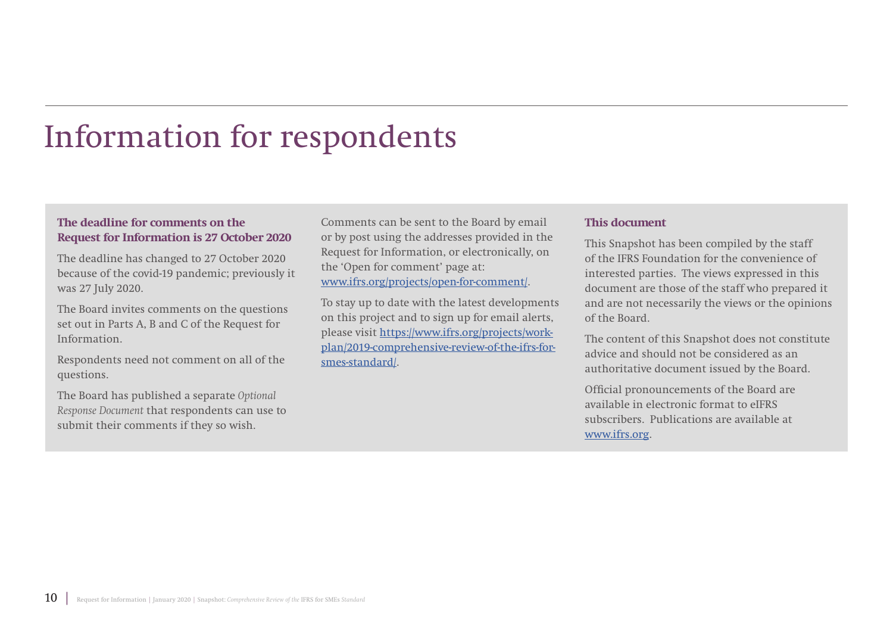# Information for respondents

**The deadline for comments on the Request for Information is 27 October 2020**

The deadline has changed to 27 October 2020 because of the covid-19 pandemic; previously it was 27 July 2020.

The Board invites comments on the questions set out in Parts A, B and C of the Request for Information.

Respondents need not comment on all of the questions.

The Board has published a separate *Optional Response Document* that respondents can use to submit their comments if they so wish.

Comments can be sent to the Board by email or by post using the addresses provided in the Request for Information, or electronically, on the 'Open for comment' page at: [www.ifrs.org/projects/open-for-comment/](www.ifrs.org/projects/open-for-comment/).

To stay up to date with the latest developments on this project and to sign up for email alerts, please visit [https://www.ifrs.org/projects/work-plan/2019-comprehensive-review-of-the-ifrs-for-smes-standard/](https://www.ifrs.org/projects/work-plan/2019-comprehensive-review-of-the-ifrs-for-smes-standard/).

**This document**

This Snapshot has been compiled by the staff of the IFRS Foundation for the convenience of interested parties. The views expressed in this document are those of the staff who prepared it and are not necessarily the views or the opinions of the Board.

The content of this Snapshot does not constitute advice and should not be considered as an authoritative document issued by the Board.

Official pronouncements of the Board are available in electronic format to eIFRS subscribers. Publications are available at [www.ifrs.org](www.ifrs.org).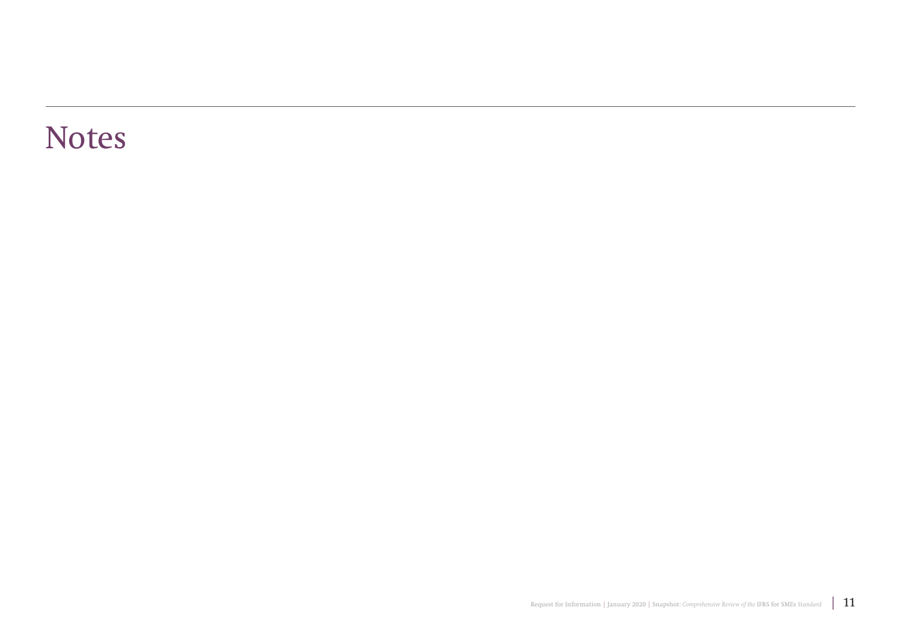# Notes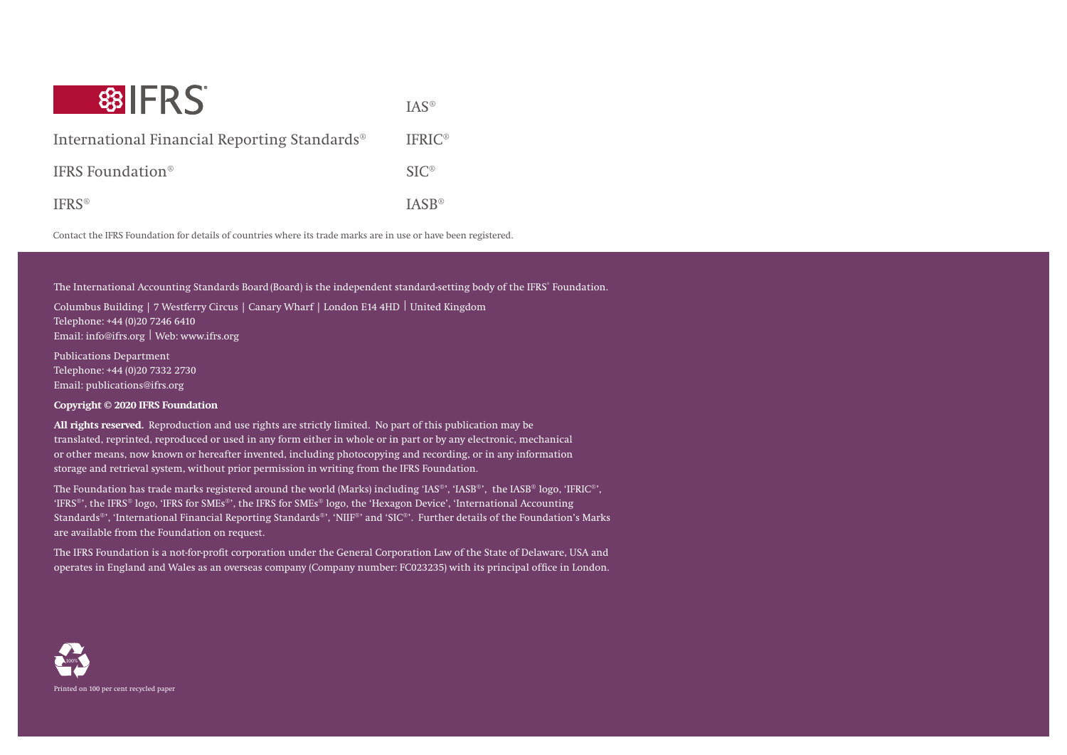IFRS®

International Financial Reporting Standards®

IFRS Foundation®

IFRS®

IAS®

IFRIC®

SIC®

IASB®

Contact the IFRS Foundation for details of countries where its trade marks are in use or have been registered.

The International Accounting Standards Board (Board) is the independent standard-setting body of the IFRS® Foundation.

Columbus Building | 7 Westferry Circus | Canary Wharf | London E14 4HD | United Kingdom
Telephone: +44 (0)20 7246 6410
Email: info@ifrs.org | Web: www.ifrs.org

Publications Department
Telephone: +44 (0)20 7332 2730
Email: publications@ifrs.org

**Copyright © 2020 IFRS Foundation**

**All rights reserved.** Reproduction and use rights are strictly limited. No part of this publication may be translated, reprinted, reproduced or used in any form either in whole or in part or by any electronic, mechanical or other means, now known or hereafter invented, including photocopying and recording, or in any information storage and retrieval system, without prior permission in writing from the IFRS Foundation.

The Foundation has trade marks registered around the world (Marks) including 'IAS®', 'IASB®', the IASB® logo, 'IFRIC®', 'IFRS®', the IFRS® logo, 'IFRS for SMEs®', the IFRS for SMEs® logo, the 'Hexagon Device', 'International Accounting Standards®', 'International Financial Reporting Standards®', 'NIIF®' and 'SIC®'. Further details of the Foundation's Marks are available from the Foundation on request.

The IFRS Foundation is a not-for-profit corporation under the General Corporation Law of the State of Delaware, USA and operates in England and Wales as an overseas company (Company number: FC023235) with its principal office in London.

100%

Printed on 100 per cent recycled paper